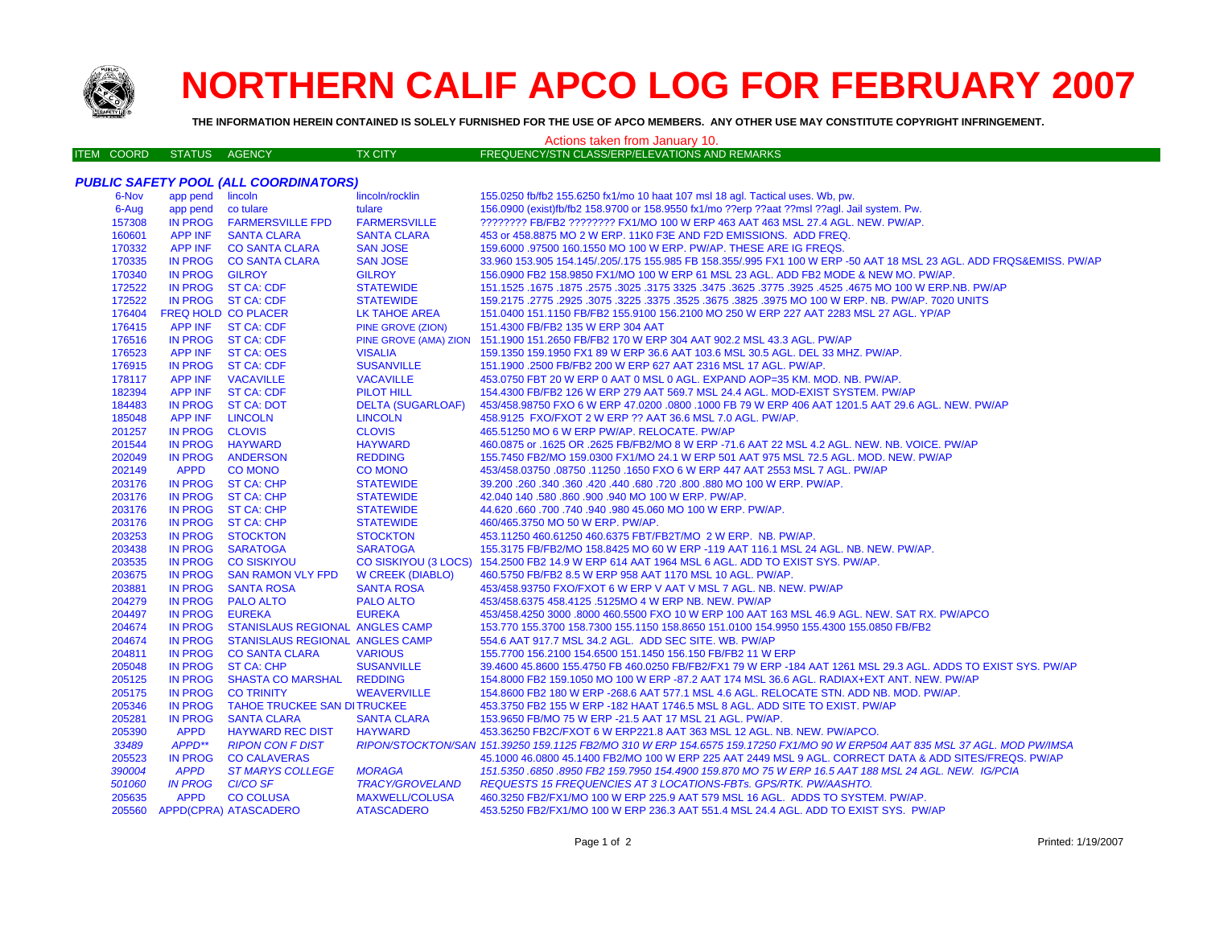# NORTHERN CALIF APCO LOG FOR FEBRUARY 2007

**THE INFORMATION HEREIN CONTAINED IS SOLELY FURNISHED FOR THE USE OF APCO MEMBERS. ANY OTHER USE MAY CONSTITUTE COPYRIGHT INFRINGEMENT.**

Actions taken from January 10.

### *PUBLIC SAFETY POOL (ALL COORDINATORS)*

| ITEM COORD | STATUS | AGENCY | TX CITY | FREQUENCY/STN CLASS/ERP/ELEVATIONS AND REMARKS |
|---|---|---|---|---|
| 6-Nov | app pend | lincoln | lincoln/rocklin | 155.0250 fb/fb2 155.6250 fx1/mo 10 haat 107 msl 18 agl. Tactical uses. Wb, pw. |
| 6-Aug | app pend | co tulare | tulare | 156.0900 (exist)fb/fb2 158.9700 or 158.9550 fx1/mo ??erp ??aat ??msl ??agl. Jail system. Pw. |
| 157308 | IN PROG | FARMERSVILLE FPD | FARMERSVILLE | ???????? FB/FB2 ???????? FX1/MO 100 W ERP 463 AAT 463 MSL 27.4 AGL. NEW. PW/AP. |
| 160601 | APP INF | SANTA CLARA | SANTA CLARA | 453 or 458.8875 MO 2 W ERP. 11K0 F3E AND F2D EMISSIONS. ADD FREQ. |
| 170332 | APP INF | CO SANTA CLARA | SAN JOSE | 159.6000 .97500 160.1550 MO 100 W ERP. PW/AP. THESE ARE IG FREQS. |
| 170335 | IN PROG | CO SANTA CLARA | SAN JOSE | 33.960 153.905 154.145/.205/.175 155.985 FB 158.355/.995 FX1 100 W ERP -50 AAT 18 MSL 23 AGL. ADD FRQS&EMISS. PW/AP |
| 170340 | IN PROG | GILROY | GILROY | 156.0900 FB2 158.9850 FX1/MO 100 W ERP 61 MSL 23 AGL. ADD FB2 MODE & NEW MO. PW/AP. |
| 172522 | IN PROG | ST CA: CDF | STATEWIDE | 151.1525 .1675 .1875 .2575 .3025 .3175 3325 .3475 .3625 .3775 .3925 .4525 .4675 MO 100 W ERP.NB. PW/AP |
| 172522 | IN PROG | ST CA: CDF | STATEWIDE | 159.2175 .2775 .2925 .3075 .3225 .3375 .3525 .3675 .3825 .3975 MO 100 W ERP. NB. PW/AP. 7020 UNITS |
| 176404 | FREQ HOLD | CO PLACER | LK TAHOE AREA | 151.0400 151.1150 FB/FB2 155.9100 156.2100 MO 250 W ERP 227 AAT 2283 MSL 27 AGL. YP/AP |
| 176415 | APP INF | ST CA: CDF | PINE GROVE (ZION) | 151.4300 FB/FB2 135 W ERP 304 AAT |
| 176516 | IN PROG | ST CA: CDF | PINE GROVE (AMA) ZION | 151.1900 151.2650 FB/FB2 170 W ERP 304 AAT 902.2 MSL 43.3 AGL. PW/AP |
| 176523 | APP INF | ST CA: OES | VISALIA | 159.1350 159.1950 FX1 89 W ERP 36.6 AAT 103.6 MSL 30.5 AGL. DEL 33 MHZ. PW/AP. |
| 176915 | IN PROG | ST CA: CDF | SUSANVILLE | 151.1900 .2500 FB/FB2 200 W ERP 627 AAT 2316 MSL 17 AGL. PW/AP. |
| 178117 | APP INF | VACAVILLE | VACAVILLE | 453.0750 FBT 20 W ERP 0 AAT 0 MSL 0 AGL. EXPAND AOP=35 KM. MOD. NB. PW/AP. |
| 182394 | APP INF | ST CA: CDF | PILOT HILL | 154.4300 FB/FB2 126 W ERP 279 AAT 569.7 MSL 24.4 AGL. MOD-EXIST SYSTEM. PW/AP |
| 184483 | IN PROG | ST CA: DOT | DELTA (SUGARLOAF) | 453/458.98750 FXO 6 W ERP 47.0200 .0800 .1000 FB 79 W ERP 406 AAT 1201.5 AAT 29.6 AGL. NEW. PW/AP |
| 185048 | APP INF | LINCOLN | LINCOLN | 458.9125 FXO/FXOT 2 W ERP ?? AAT 36.6 MSL 7.0 AGL. PW/AP. |
| 201257 | IN PROG | CLOVIS | CLOVIS | 465.51250 MO 6 W ERP PW/AP. RELOCATE. PW/AP |
| 201544 | IN PROG | HAYWARD | HAYWARD | 460.0875 or .1625 OR .2625 FB/FB2/MO 8 W ERP -71.6 AAT 22 MSL 4.2 AGL. NEW. NB. VOICE. PW/AP |
| 202049 | IN PROG | ANDERSON | REDDING | 155.7450 FB2/MO 159.0300 FX1/MO 24.1 W ERP 501 AAT 975 MSL 72.5 AGL. MOD. NEW. PW/AP |
| 202149 | APPD | CO MONO | CO MONO | 453/458.03750 .08750 .11250 .1650 FXO 6 W ERP 447 AAT 2553 MSL 7 AGL. PW/AP |
| 203176 | IN PROG | ST CA: CHP | STATEWIDE | 39.200 .260 .340 .360 .420 .440 .680 .720 .800 .880 MO 100 W ERP. PW/AP. |
| 203176 | IN PROG | ST CA: CHP | STATEWIDE | 42.040 140 .580 .860 .900 .940 MO 100 W ERP. PW/AP. |
| 203176 | IN PROG | ST CA: CHP | STATEWIDE | 44.620 .660 .700 .740 .940 .980 45.060 MO 100 W ERP. PW/AP. |
| 203176 | IN PROG | ST CA: CHP | STATEWIDE | 460/465.3750 MO 50 W ERP. PW/AP. |
| 203253 | IN PROG | STOCKTON | STOCKTON | 453.11250 460.61250 460.6375 FBT/FB2T/MO 2 W ERP. NB. PW/AP. |
| 203438 | IN PROG | SARATOGA | SARATOGA | 155.3175 FB/FB2/MO 158.8425 MO 60 W ERP -119 AAT 116.1 MSL 24 AGL. NB. NEW. PW/AP. |
| 203535 | IN PROG | CO SISKIYOU | CO SISKIYOU (3 LOCS) | 154.2500 FB2 14.9 W ERP 614 AAT 1964 MSL 6 AGL. ADD TO EXIST SYS. PW/AP. |
| 203675 | IN PROG | SAN RAMON VLY FPD | W CREEK (DIABLO) | 460.5750 FB/FB2 8.5 W ERP 958 AAT 1170 MSL 10 AGL. PW/AP. |
| 203881 | IN PROG | SANTA ROSA | SANTA ROSA | 453/458.93750 FXO/FXOT 6 W ERP V AAT V MSL 7 AGL. NB. NEW. PW/AP |
| 204279 | IN PROG | PALO ALTO | PALO ALTO | 453/458.6375 458.4125 .5125MO 4 W ERP NB. NEW. PW/AP |
| 204497 | IN PROG | EUREKA | EUREKA | 453/458.4250 3000 .8000 460.5500 FXO 10 W ERP 100 AAT 163 MSL 46.9 AGL. NEW. SAT RX. PW/APCO |
| 204674 | IN PROG | STANISLAUS REGIONAL | ANGLES CAMP | 153.770 155.3700 158.7300 155.1150 158.8650 151.0100 154.9950 155.4300 155.0850 FB/FB2 |
| 204674 | IN PROG | STANISLAUS REGIONAL | ANGLES CAMP | 554.6 AAT 917.7 MSL 34.2 AGL. ADD SEC SITE. WB. PW/AP |
| 204811 | IN PROG | CO SANTA CLARA | VARIOUS | 155.7700 156.2100 154.6500 151.1450 156.150 FB/FB2 11 W ERP |
| 205048 | IN PROG | ST CA: CHP | SUSANVILLE | 39.4600 45.8600 155.4750 FB 460.0250 FB/FB2/FX1 79 W ERP -184 AAT 1261 MSL 29.3 AGL. ADDS TO EXIST SYS. PW/AP |
| 205125 | IN PROG | SHASTA CO MARSHAL | REDDING | 154.8000 FB2 159.1050 MO 100 W ERP -87.2 AAT 174 MSL 36.6 AGL. RADIAX+EXT ANT. NEW. PW/AP |
| 205175 | IN PROG | CO TRINITY | WEAVERVILLE | 154.8600 FB2 180 W ERP -268.6 AAT 577.1 MSL 4.6 AGL. RELOCATE STN. ADD NB. MOD. PW/AP. |
| 205346 | IN PROG | TAHOE TRUCKEE SAN DI | TRUCKEE | 453.3750 FB2 155 W ERP -182 HAAT 1746.5 MSL 8 AGL. ADD SITE TO EXIST. PW/AP |
| 205281 | IN PROG | SANTA CLARA | SANTA CLARA | 153.9650 FB/MO 75 W ERP -21.5 AAT 17 MSL 21 AGL. PW/AP. |
| 205390 | APPD | HAYWARD REC DIST | HAYWARD | 453.36250 FB2C/FXOT 6 W ERP221.8 AAT 363 MSL 12 AGL. NB. NEW. PW/APCO. |
| *33489* | *APPD\*\** | *RIPON CON F DIST* | *RIPON/STOCKTON/SAN* | *151.39250 159.1125 FB2/MO 310 W ERP 154.6575 159.17250 FX1/MO 90 W ERP504 AAT 835 MSL 37 AGL. MOD PW/IMSA* |
| 205523 | IN PROG | CO CALAVERAS | | 45.1000 46.0800 45.1400 FB2/MO 100 W ERP 225 AAT 2449 MSL 9 AGL. CORRECT DATA & ADD SITES/FREQS. PW/AP |
| *390004* | *APPD* | *ST MARYS COLLEGE* | *MORAGA* | *151.5350 .6850 .8950 FB2 159.7950 154.4900 159.870 MO 75 W ERP 16.5 AAT 188 MSL 24 AGL. NEW. IG/PCIA* |
| *501060* | *IN PROG* | *CI/CO SF* | *TRACY/GROVELAND* | *REQUESTS 15 FREQUENCIES AT 3 LOCATIONS-FBTs. GPS/RTK. PW/AASHTO.* |
| 205635 | APPD | CO COLUSA | MAXWELL/COLUSA | 460.3250 FB2/FX1/MO 100 W ERP 225.9 AAT 579 MSL 16 AGL. ADDS TO SYSTEM. PW/AP. |
| 205560 | APPD(CPRA) | ATASCADERO | ATASCADERO | 453.5250 FB2/FX1/MO 100 W ERP 236.3 AAT 551.4 MSL 24.4 AGL. ADD TO EXIST SYS. PW/AP |

Printed: 1/19/2007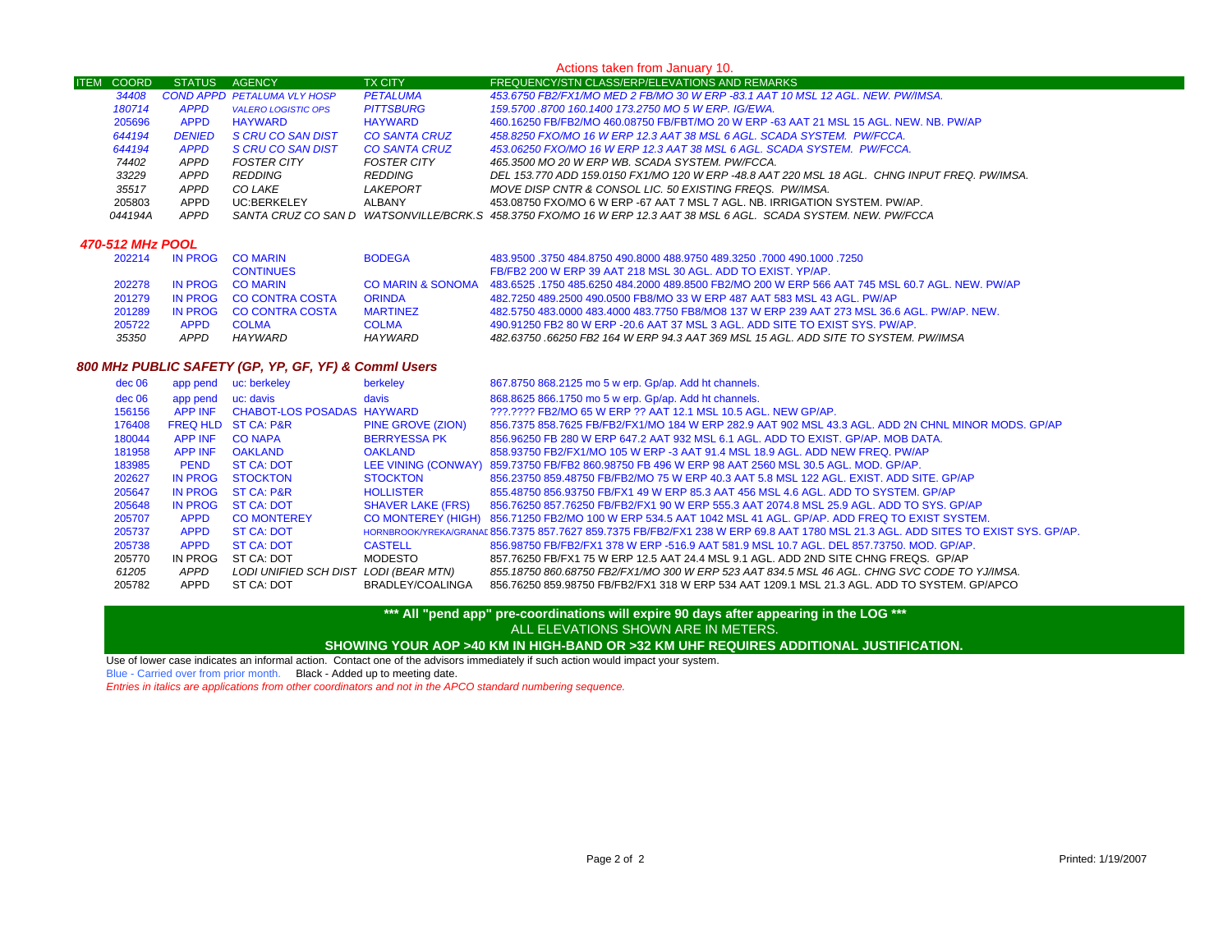Actions taken from January 10.

| ITEM | COORD | STATUS | AGENCY | TX CITY | FREQUENCY/STN CLASS/ERP/ELEVATIONS AND REMARKS |
|---|---|---|---|---|---|
| | 34408 | COND APPD | PETALUMA VLY HOSP | PETALUMA | 453.6750 FB2/FX1/MO MED 2 FB/MO 30 W ERP -83.1 AAT 10 MSL 12 AGL. NEW. PW/IMSA. |
| | 180714 | APPD | VALERO LOGISTIC OPS | PITTSBURG | 159.5700 .8700 160.1400 173.2750 MO 5 W ERP. IG/EWA. |
| | 205696 | APPD | HAYWARD | HAYWARD | 460.16250 FB/FB2/MO 460.08750 FB/FBT/MO 20 W ERP -63 AAT 21 MSL 15 AGL. NEW. NB. PW/AP |
| | 644194 | DENIED | S CRU CO SAN DIST | CO SANTA CRUZ | 458.8250 FXO/MO 16 W ERP 12.3 AAT 38 MSL 6 AGL. SCADA SYSTEM. PW/FCCA. |
| | 644194 | APPD | S CRU CO SAN DIST | CO SANTA CRUZ | 453.06250 FXO/MO 16 W ERP 12.3 AAT 38 MSL 6 AGL. SCADA SYSTEM. PW/FCCA. |
| | 74402 | APPD | FOSTER CITY | FOSTER CITY | 465.3500 MO 20 W ERP WB. SCADA SYSTEM. PW/FCCA. |
| | 33229 | APPD | REDDING | REDDING | DEL 153.770 ADD 159.0150 FX1/MO 120 W ERP -48.8 AAT 220 MSL 18 AGL. CHNG INPUT FREQ. PW/IMSA. |
| | 35517 | APPD | CO LAKE | LAKEPORT | MOVE DISP CNTR & CONSOL LIC. 50 EXISTING FREQS. PW/IMSA. |
| | 205803 | APPD | UC:BERKELEY | ALBANY | 453.08750 FXO/MO 6 W ERP -67 AAT 7 MSL 7 AGL. NB. IRRIGATION SYSTEM. PW/AP. |
| | 044194A | APPD | SANTA CRUZ CO SAN D | WATSONVILLE/BCRK.S | 458.3750 FXO/MO 16 W ERP 12.3 AAT 38 MSL 6 AGL. SCADA SYSTEM. NEW. PW/FCCA |

### 470-512 MHz POOL

| COORD | STATUS | AGENCY | TX CITY | FREQUENCY/STN CLASS/ERP/ELEVATIONS AND REMARKS |
|---|---|---|---|---|
| 202214 | IN PROG | CO MARIN | BODEGA | 483.9500 .3750 484.8750 490.8000 488.9750 489.3250 .7000 490.1000 .7250 |
| | | CONTINUES | | FB/FB2 200 W ERP 39 AAT 218 MSL 30 AGL. ADD TO EXIST. YP/AP. |
| 202278 | IN PROG | CO MARIN | CO MARIN & SONOMA | 483.6525 .1750 485.6250 484.2000 489.8500 FB2/MO 200 W ERP 566 AAT 745 MSL 60.7 AGL. NEW. PW/AP |
| 201279 | IN PROG | CO CONTRA COSTA | ORINDA | 482.7250 489.2500 490.0500 FB8/MO 33 W ERP 487 AAT 583 MSL 43 AGL. PW/AP |
| 201289 | IN PROG | CO CONTRA COSTA | MARTINEZ | 482.5750 483.0000 483.4000 483.7750 FB8/MO8 137 W ERP 239 AAT 273 MSL 36.6 AGL. PW/AP. NEW. |
| 205722 | APPD | COLMA | COLMA | 490.91250 FB2 80 W ERP -20.6 AAT 37 MSL 3 AGL. ADD SITE TO EXIST SYS. PW/AP. |
| 35350 | APPD | HAYWARD | HAYWARD | 482.63750 .66250 FB2 164 W ERP 94.3 AAT 369 MSL 15 AGL. ADD SITE TO SYSTEM. PW/IMSA |

### 800 MHz PUBLIC SAFETY (GP, YP, GF, YF) & Comml Users

| COORD | STATUS | AGENCY | TX CITY | FREQUENCY/STN CLASS/ERP/ELEVATIONS AND REMARKS |
|---|---|---|---|---|
| dec 06 | app pend | uc: berkeley | berkeley | 867.8750 868.2125 mo 5 w erp. Gp/ap. Add ht channels. |
| dec 06 | app pend | uc: davis | davis | 868.8625 866.1750 mo 5 w erp. Gp/ap. Add ht channels. |
| 156156 | APP INF | CHABOT-LOS POSADAS | HAYWARD | ???.???? FB2/MO 65 W ERP ?? AAT 12.1 MSL 10.5 AGL. NEW GP/AP. |
| 176408 | FREQ HLD | ST CA: P&R | PINE GROVE (ZION) | 856.7375 858.7625 FB/FB2/FX1/MO 184 W ERP 282.9 AAT 902 MSL 43.3 AGL. ADD 2N CHNL MINOR MODS. GP/AP |
| 180044 | APP INF | CO NAPA | BERRYESSA PK | 856.96250 FB 280 W ERP 647.2 AAT 932 MSL 6.1 AGL. ADD TO EXIST. GP/AP. MOB DATA. |
| 181958 | APP INF | OAKLAND | OAKLAND | 858.93750 FB2/FX1/MO 105 W ERP -3 AAT 91.4 MSL 18.9 AGL. ADD NEW FREQ. PW/AP |
| 183985 | PEND | ST CA: DOT | LEE VINING (CONWAY) | 859.73750 FB/FB2 860.98750 FB 496 W ERP 98 AAT 2560 MSL 30.5 AGL. MOD. GP/AP. |
| 202627 | IN PROG | STOCKTON | STOCKTON | 856.23750 859.48750 FB/FB2/MO 75 W ERP 40.3 AAT 5.8 MSL 122 AGL. EXIST. ADD SITE. GP/AP |
| 205647 | IN PROG | ST CA: P&R | HOLLISTER | 855.48750 856.93750 FB/FX1 49 W ERP 85.3 AAT 456 MSL 4.6 AGL. ADD TO SYSTEM. GP/AP |
| 205648 | IN PROG | ST CA: DOT | SHAVER LAKE (FRS) | 856.76250 857.76250 FB/FB2/FX1 90 W ERP 555.3 AAT 2074.8 MSL 25.9 AGL. ADD TO SYS. GP/AP |
| 205707 | APPD | CO MONTEREY | CO MONTEREY (HIGH) | 856.71250 FB2/MO 100 W ERP 534.5 AAT 1042 MSL 41 AGL. GP/AP. ADD FREQ TO EXIST SYSTEM. |
| 205737 | APPD | ST CA: DOT | HORNBROOK/YREKA/GRANAI | 856.7375 857.7627 859.7375 FB/FB2/FX1 238 W ERP 69.8 AAT 1780 MSL 21.3 AGL. ADD SITES TO EXIST SYS. GP/AP. |
| 205738 | APPD | ST CA: DOT | CASTELL | 856.98750 FB/FB2/FX1 378 W ERP -516.9 AAT 581.9 MSL 10.7 AGL. DEL 857.73750. MOD. GP/AP. |
| 205770 | IN PROG | ST CA: DOT | MODESTO | 857.76250 FB/FX1 75 W ERP 12.5 AAT 24.4 MSL 9.1 AGL. ADD 2ND SITE CHNG FREQS. GP/AP |
| 61205 | APPD | LODI UNIFIED SCH DIST | LODI (BEAR MTN) | 855.18750 860.68750 FB2/FX1/MO 300 W ERP 523 AAT 834.5 MSL 46 AGL. CHNG SVC CODE TO YJ/IMSA. |
| 205782 | APPD | ST CA: DOT | BRADLEY/COALINGA | 856.76250 859.98750 FB/FB2/FX1 318 W ERP 534 AAT 1209.1 MSL 21.3 AGL. ADD TO SYSTEM. GP/APCO |

**\*\*\* All "pend app" pre-coordinations will expire 90 days after appearing in the LOG \*\*\***

ALL ELEVATIONS SHOWN ARE IN METERS.

**SHOWING YOUR AOP >40 KM IN HIGH-BAND OR >32 KM UHF REQUIRES ADDITIONAL JUSTIFICATION.**

Use of lower case indicates an informal action. Contact one of the advisors immediately if such action would impact your system.

Blue - Carried over from prior month. Black - Added up to meeting date.

*Entries in italics are applications from other coordinators and not in the APCO standard numbering sequence.*

Printed: 1/19/2007